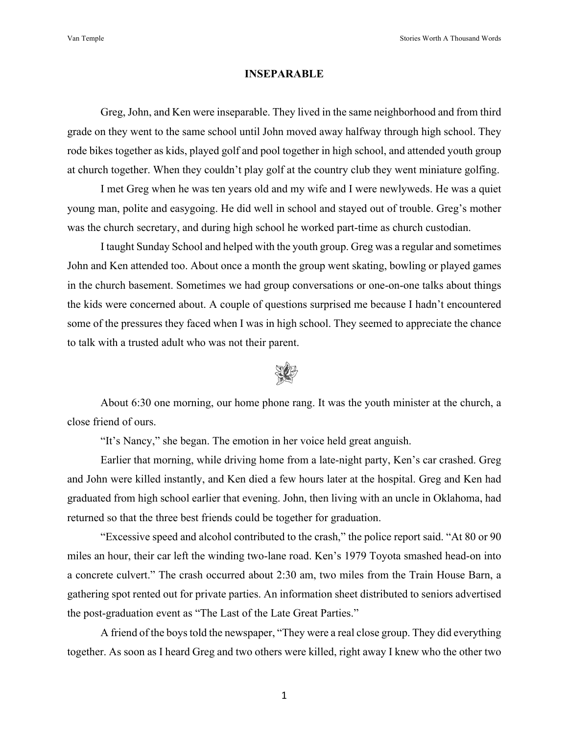# INSEPARABLE

Greg, John, and Ken were inseparable. They lived in the same neighborhood and from third grade on they went to the same school until John moved away halfway through high school. They rode bikes together as kids, played golf and pool together in high school, and attended youth group at church together. When they couldn't play golf at the country club they went miniature golfing.

I met Greg when he was ten years old and my wife and I were newlyweds. He was a quiet young man, polite and easygoing. He did well in school and stayed out of trouble. Greg's mother was the church secretary, and during high school he worked part-time as church custodian.

I taught Sunday School and helped with the youth group. Greg was a regular and sometimes John and Ken attended too. About once a month the group went skating, bowling or played games in the church basement. Sometimes we had group conversations or one-on-one talks about things the kids were concerned about. A couple of questions surprised me because I hadn't encountered some of the pressures they faced when I was in high school. They seemed to appreciate the chance to talk with a trusted adult who was not their parent.

About 6:30 one morning, our home phone rang. It was the youth minister at the church, a close friend of ours.

"It's Nancy," she began. The emotion in her voice held great anguish.

Earlier that morning, while driving home from a late-night party, Ken's car crashed. Greg and John were killed instantly, and Ken died a few hours later at the hospital. Greg and Ken had graduated from high school earlier that evening. John, then living with an uncle in Oklahoma, had returned so that the three best friends could be together for graduation.

"Excessive speed and alcohol contributed to the crash," the police report said. "At 80 or 90 miles an hour, their car left the winding two-lane road. Ken's 1979 Toyota smashed head-on into a concrete culvert." The crash occurred about 2:30 am, two miles from the Train House Barn, a gathering spot rented out for private parties. An information sheet distributed to seniors advertised the post-graduation event as "The Last of the Late Great Parties."

A friend of the boys told the newspaper, "They were a real close group. They did everything together. As soon as I heard Greg and two others were killed, right away I knew who the other two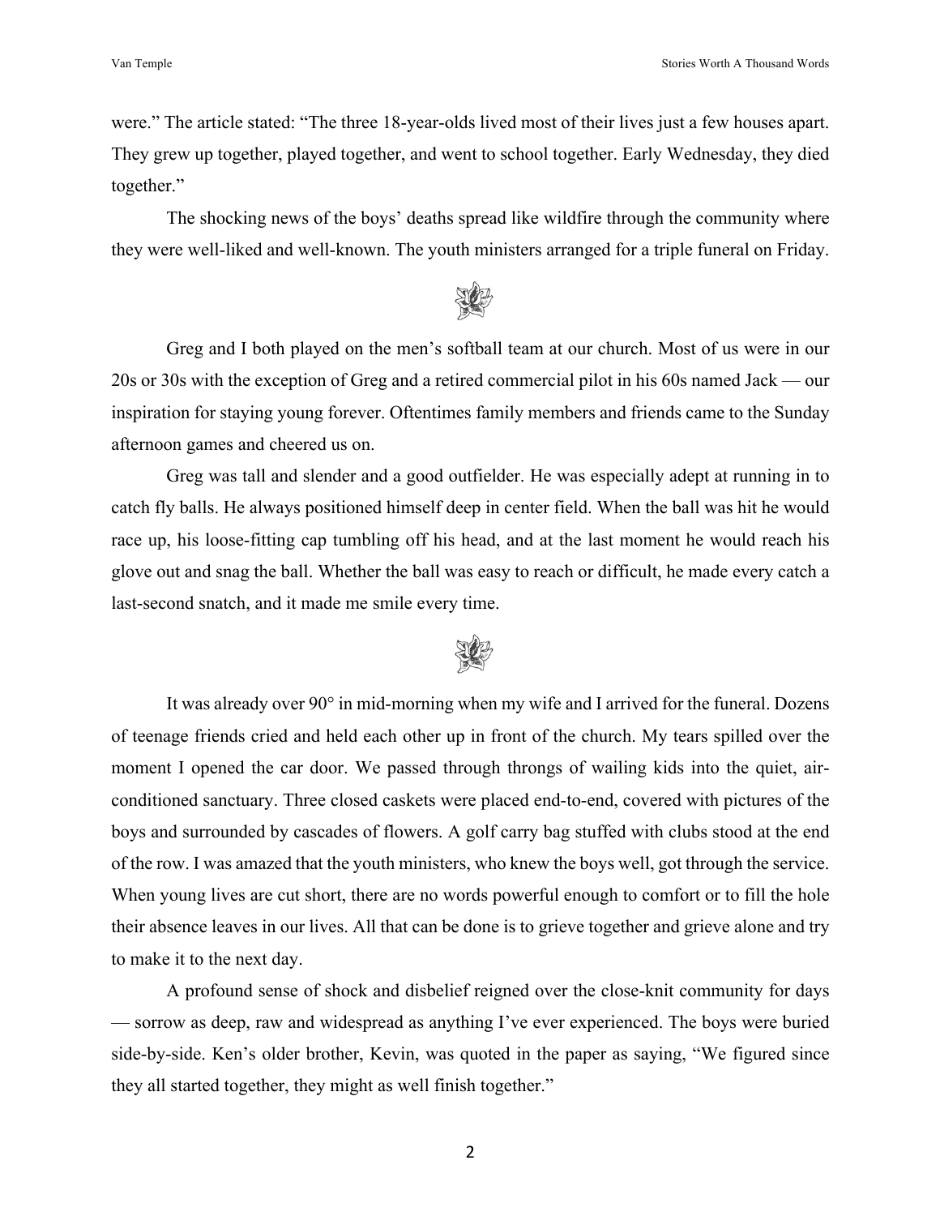were." The article stated: "The three 18-year-olds lived most of their lives just a few houses apart. They grew up together, played together, and went to school together. Early Wednesday, they died together."

The shocking news of the boys' deaths spread like wildfire through the community where they were well-liked and well-known. The youth ministers arranged for a triple funeral on Friday.

Greg and I both played on the men's softball team at our church. Most of us were in our 20s or 30s with the exception of Greg and a retired commercial pilot in his 60s named Jack — our inspiration for staying young forever. Oftentimes family members and friends came to the Sunday afternoon games and cheered us on.

Greg was tall and slender and a good outfielder. He was especially adept at running in to catch fly balls. He always positioned himself deep in center field. When the ball was hit he would race up, his loose-fitting cap tumbling off his head, and at the last moment he would reach his glove out and snag the ball. Whether the ball was easy to reach or difficult, he made every catch a last-second snatch, and it made me smile every time.

It was already over 90° in mid-morning when my wife and I arrived for the funeral. Dozens of teenage friends cried and held each other up in front of the church. My tears spilled over the moment I opened the car door. We passed through throngs of wailing kids into the quiet, air-conditioned sanctuary. Three closed caskets were placed end-to-end, covered with pictures of the boys and surrounded by cascades of flowers. A golf carry bag stuffed with clubs stood at the end of the row. I was amazed that the youth ministers, who knew the boys well, got through the service. When young lives are cut short, there are no words powerful enough to comfort or to fill the hole their absence leaves in our lives. All that can be done is to grieve together and grieve alone and try to make it to the next day.

A profound sense of shock and disbelief reigned over the close-knit community for days — sorrow as deep, raw and widespread as anything I've ever experienced. The boys were buried side-by-side. Ken's older brother, Kevin, was quoted in the paper as saying, "We figured since they all started together, they might as well finish together."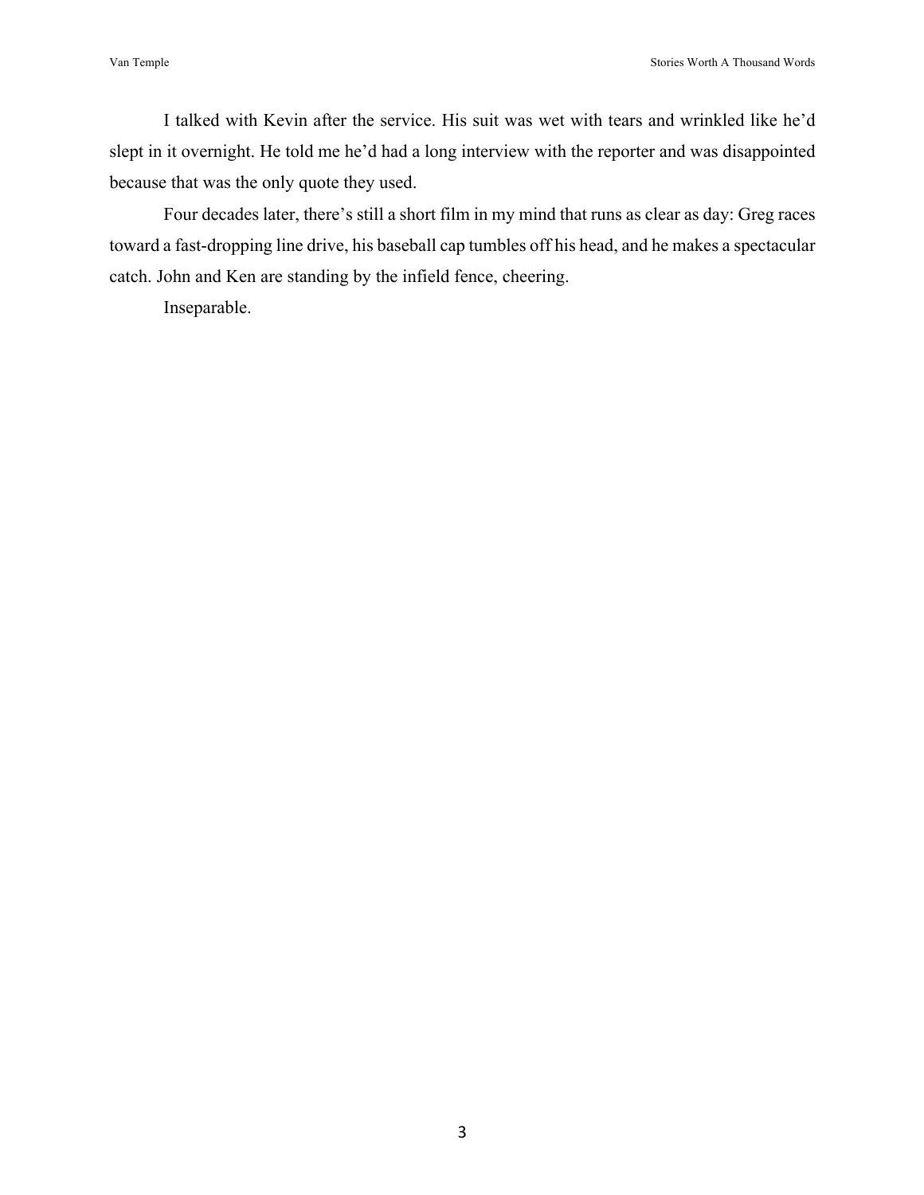I talked with Kevin after the service. His suit was wet with tears and wrinkled like he'd slept in it overnight. He told me he'd had a long interview with the reporter and was disappointed because that was the only quote they used.

Four decades later, there's still a short film in my mind that runs as clear as day: Greg races toward a fast-dropping line drive, his baseball cap tumbles off his head, and he makes a spectacular catch. John and Ken are standing by the infield fence, cheering.

Inseparable.